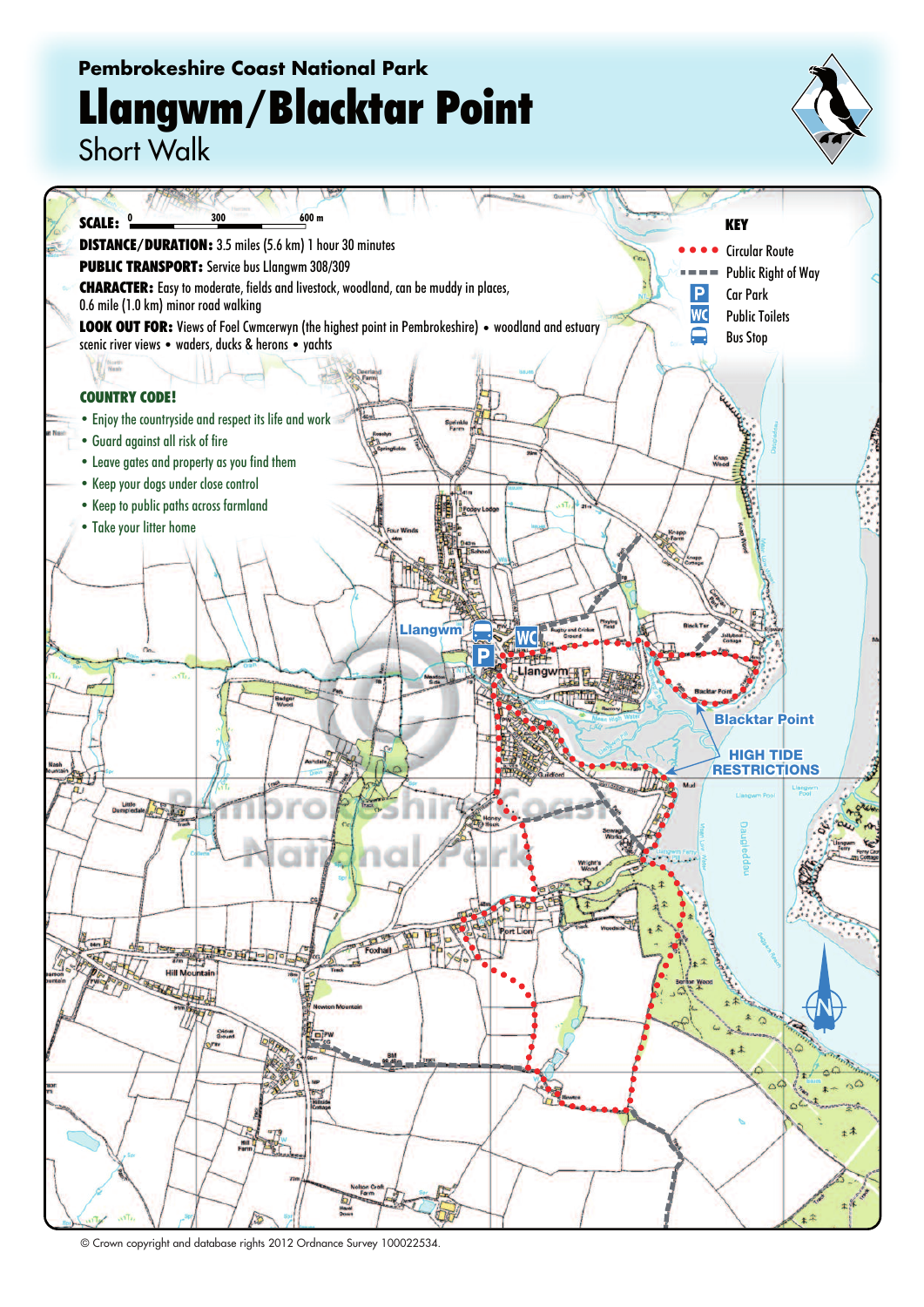Pembrokeshire Coast National Park

# Llangwm/Blacktar Point

## Short Walk

**SCALE:** 0 300 600 m

**DISTANCE/DURATION:** 3.5 miles (5.6 km) 1 hour 30 minutes

**PUBLIC TRANSPORT:** Service bus Llangwm 308/309

**CHARACTER:** Easy to moderate, fields and livestock, woodland, can be muddy in places, 0.6 mile (1.0 km) minor road walking

**LOOK OUT FOR:** Views of Foel Cwmcerwyn (the highest point in Pembrokeshire) • woodland and estuary scenic river views • waders, ducks & herons • yachts

**KEY**

- Circular Route
- Public Right of Way
- Car Park
- Public Toilets
- Bus Stop

**COUNTRY CODE!**

- Enjoy the countryside and respect its life and work
- Guard against all risk of fire
- Leave gates and property as you find them
- Keep your dogs under close control
- Keep to public paths across farmland
- Take your litter home

Llangwm

Blacktar Point

HIGH TIDE RESTRICTIONS

© Crown copyright and database rights 2012 Ordnance Survey 100022534.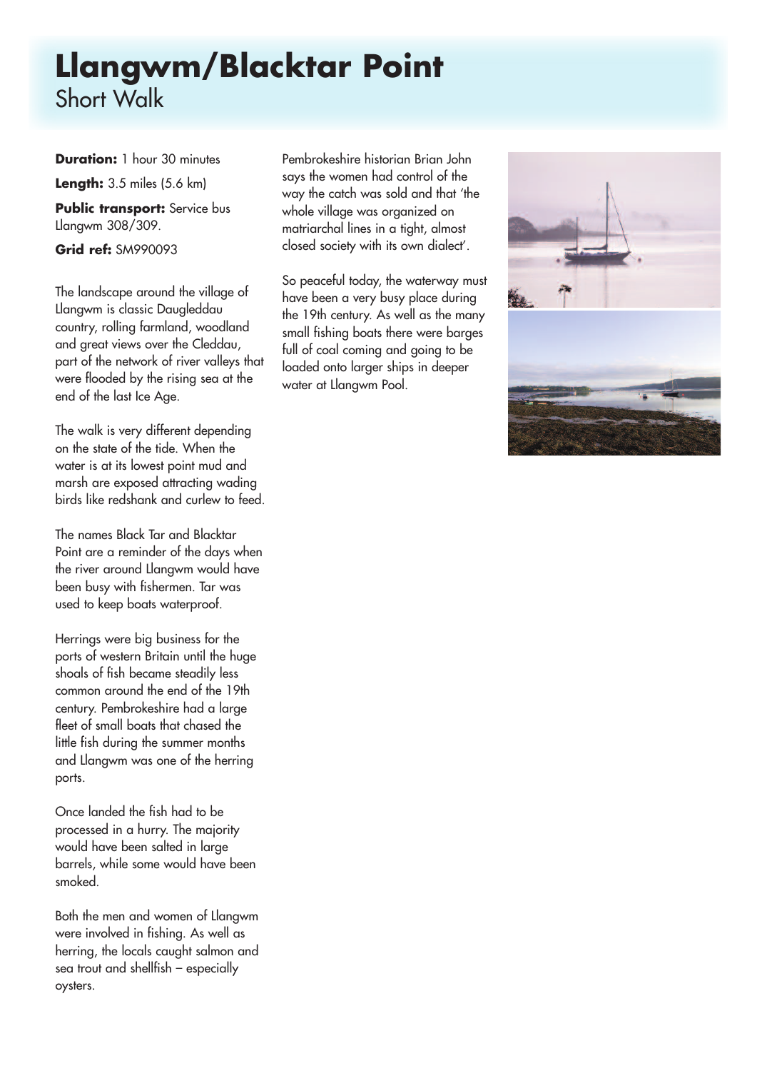# Llangwm/Blacktar Point

Short Walk

**Duration:** 1 hour 30 minutes

**Length:** 3.5 miles (5.6 km)

**Public transport:** Service bus Llangwm 308/309.

**Grid ref:** SM990093

The landscape around the village of Llangwm is classic Daugleddau country, rolling farmland, woodland and great views over the Cleddau, part of the network of river valleys that were flooded by the rising sea at the end of the last Ice Age.

The walk is very different depending on the state of the tide. When the water is at its lowest point mud and marsh are exposed attracting wading birds like redshank and curlew to feed.

The names Black Tar and Blacktar Point are a reminder of the days when the river around Llangwm would have been busy with fishermen. Tar was used to keep boats waterproof.

Herrings were big business for the ports of western Britain until the huge shoals of fish became steadily less common around the end of the 19th century. Pembrokeshire had a large fleet of small boats that chased the little fish during the summer months and Llangwm was one of the herring ports.

Once landed the fish had to be processed in a hurry. The majority would have been salted in large barrels, while some would have been smoked.

Both the men and women of Llangwm were involved in fishing. As well as herring, the locals caught salmon and sea trout and shellfish – especially oysters.

Pembrokeshire historian Brian John says the women had control of the way the catch was sold and that 'the whole village was organized on matriarchal lines in a tight, almost closed society with its own dialect'.

So peaceful today, the waterway must have been a very busy place during the 19th century. As well as the many small fishing boats there were barges full of coal coming and going to be loaded onto larger ships in deeper water at Llangwm Pool.